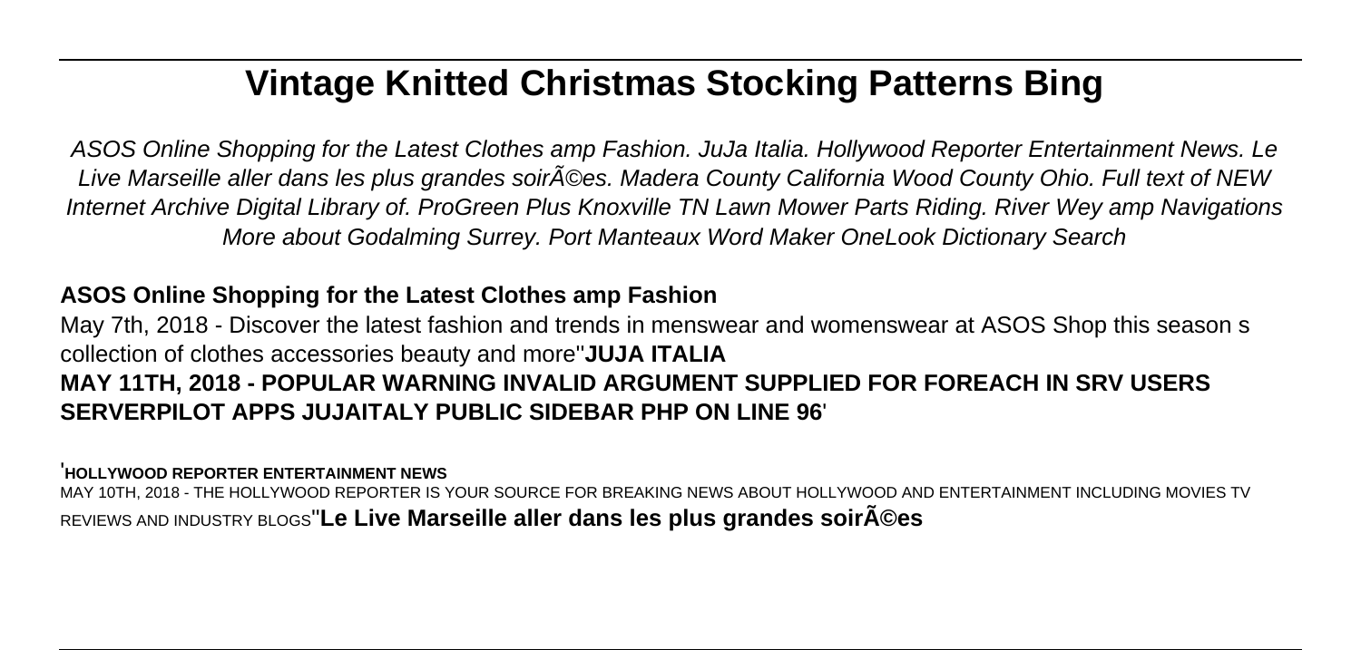# Vintage Knitted Christmas Stocking Patterns Bing

*ASOS Online Shopping for the Latest Clothes amp Fashion. JuJa Italia. Hollywood Reporter Entertainment News. Le Live Marseille aller dans les plus grandes soirÃ©es. Madera County California Wood County Ohio. Full text of NEW Internet Archive Digital Library of. ProGreen Plus Knoxville TN Lawn Mower Parts Riding. River Wey amp Navigations More about Godalming Surrey. Port Manteaux Word Maker OneLook Dictionary Search*

## ASOS Online Shopping for the Latest Clothes amp Fashion

May 7th, 2018 - Discover the latest fashion and trends in menswear and womenswear at ASOS Shop this season s collection of clothes accessories beauty and more''**JUJA ITALIA**

**MAY 11TH, 2018 - POPULAR WARNING INVALID ARGUMENT SUPPLIED FOR FOREACH IN SRV USERS SERVERPILOT APPS JUJAITALY PUBLIC SIDEBAR PHP ON LINE 96**'

'**HOLLYWOOD REPORTER ENTERTAINMENT NEWS**

MAY 10TH, 2018 - THE HOLLYWOOD REPORTER IS YOUR SOURCE FOR BREAKING NEWS ABOUT HOLLYWOOD AND ENTERTAINMENT INCLUDING MOVIES TV REVIEWS AND INDUSTRY BLOGS''**Le Live Marseille aller dans les plus grandes soirÃ©es**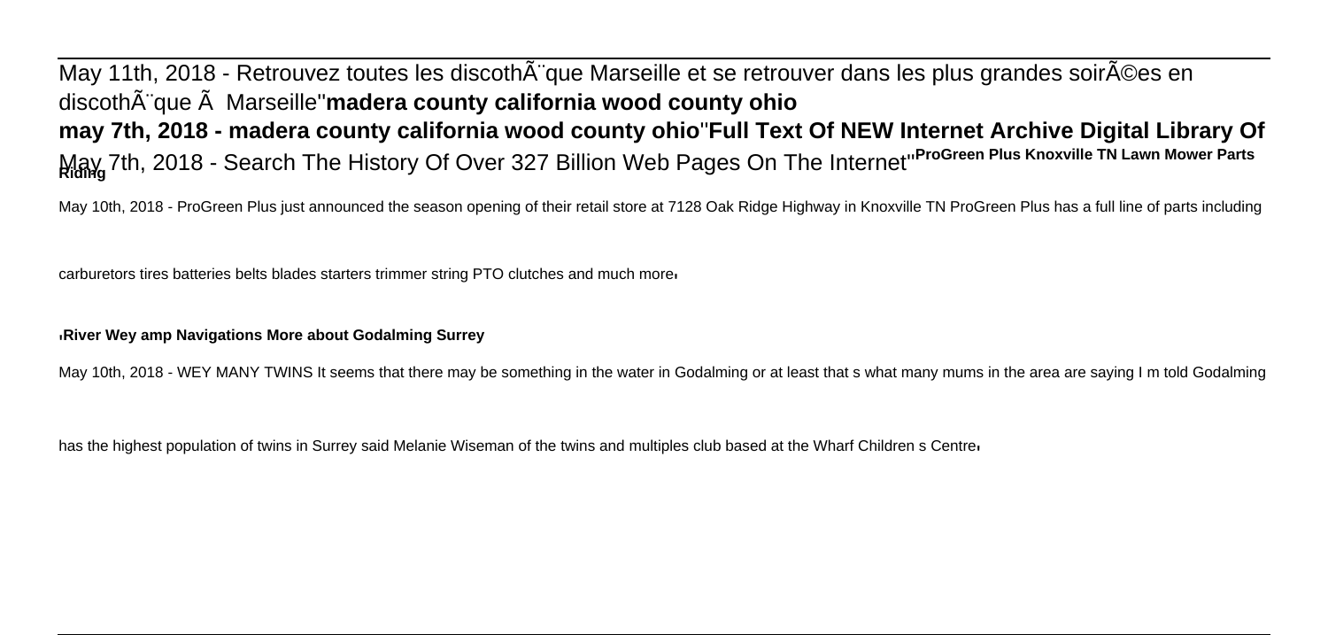May 11th, 2018 - Retrouvez toutes les discothÃ¨que Marseille et se retrouver dans les plus grandes soirÃ©es en discothÃ¨que Ã  Marseille''**madera county california wood county ohio**

**may 7th, 2018 - madera county california wood county ohio**''**Full Text Of NEW Internet Archive Digital Library Of**

May 7th, 2018 - Search The History Of Over 327 Billion Web Pages On The Internet''**ProGreen Plus Knoxville TN Lawn Mower Parts Riding**

May 10th, 2018 - ProGreen Plus just announced the season opening of their retail store at 7128 Oak Ridge Highway in Knoxville TN ProGreen Plus has a full line of parts including carburetors tires batteries belts blades starters trimmer string PTO clutches and much more'

'**River Wey amp Navigations More about Godalming Surrey**

May 10th, 2018 - WEY MANY TWINS It seems that there may be something in the water in Godalming or at least that s what many mums in the area are saying I m told Godalming has the highest population of twins in Surrey said Melanie Wiseman of the twins and multiples club based at the Wharf Children s Centre'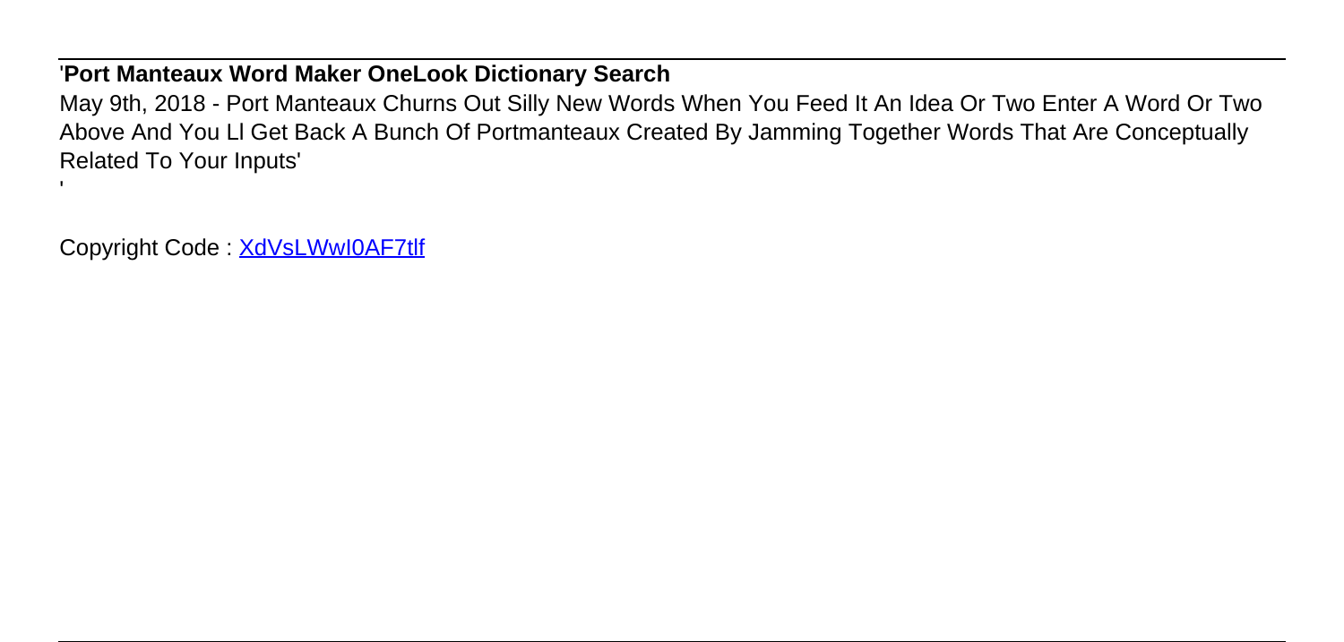'**Port Manteaux Word Maker OneLook Dictionary Search**

May 9th, 2018 - Port Manteaux Churns Out Silly New Words When You Feed It An Idea Or Two Enter A Word Or Two Above And You Ll Get Back A Bunch Of Portmanteaux Created By Jamming Together Words That Are Conceptually Related To Your Inputs'

'

Copyright Code : XdVsLWwI0AF7tlf